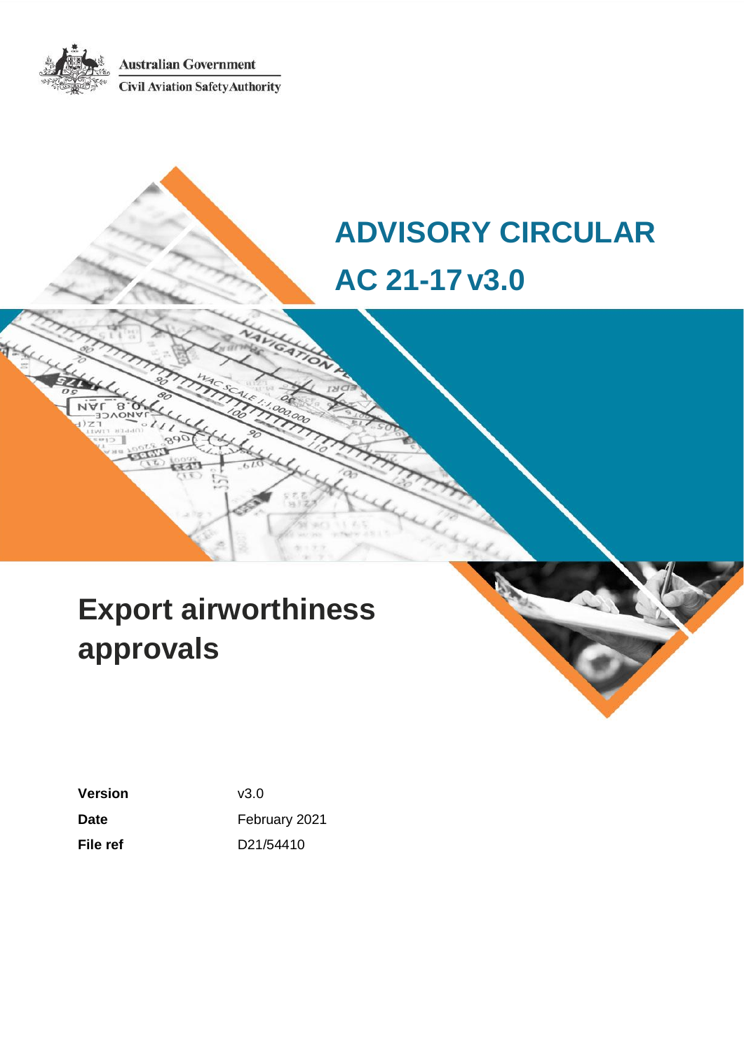Australian Government

Civil Aviation Safety Authority

# ADVISORY CIRCULAR

# AC 21-17 v3.0

# Export airworthiness approvals

| | |
|---|---|
| **Version** | v3.0 |
| **Date** | February 2021 |
| **File ref** | D21/54410 |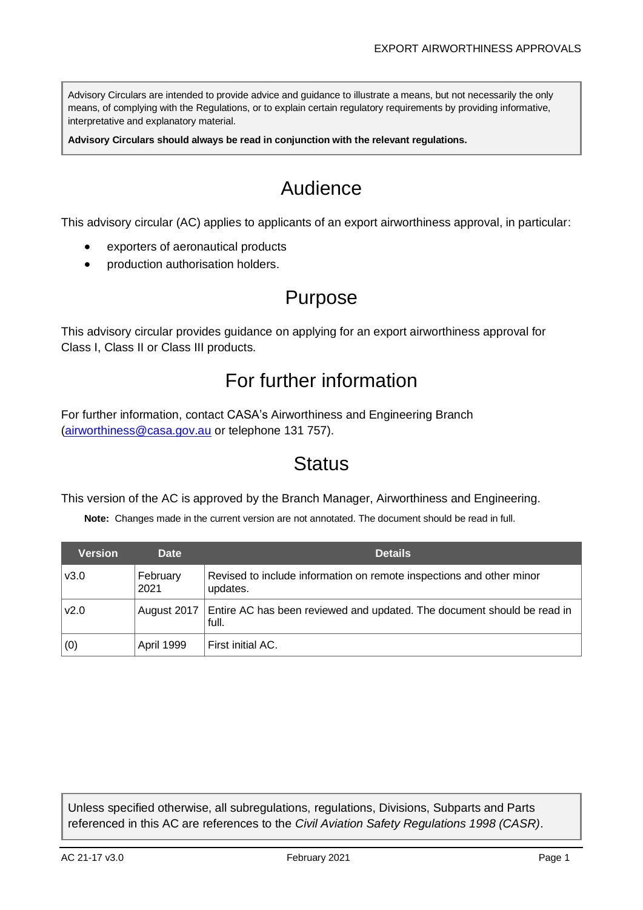Advisory Circulars are intended to provide advice and guidance to illustrate a means, but not necessarily the only means, of complying with the Regulations, or to explain certain regulatory requirements by providing informative, interpretative and explanatory material.

**Advisory Circulars should always be read in conjunction with the relevant regulations.**

# Audience

This advisory circular (AC) applies to applicants of an export airworthiness approval, in particular:

- exporters of aeronautical products
- production authorisation holders.

# Purpose

This advisory circular provides guidance on applying for an export airworthiness approval for Class I, Class II or Class III products.

# For further information

For further information, contact CASA's Airworthiness and Engineering Branch (airworthiness@casa.gov.au or telephone 131 757).

# Status

This version of the AC is approved by the Branch Manager, Airworthiness and Engineering.

**Note:** Changes made in the current version are not annotated. The document should be read in full.

| Version | Date | Details |
|---|---|---|
| v3.0 | February 2021 | Revised to include information on remote inspections and other minor updates. |
| v2.0 | August 2017 | Entire AC has been reviewed and updated. The document should be read in full. |
| (0) | April 1999 | First initial AC. |

Unless specified otherwise, all subregulations, regulations, Divisions, Subparts and Parts referenced in this AC are references to the *Civil Aviation Safety Regulations 1998 (CASR)*.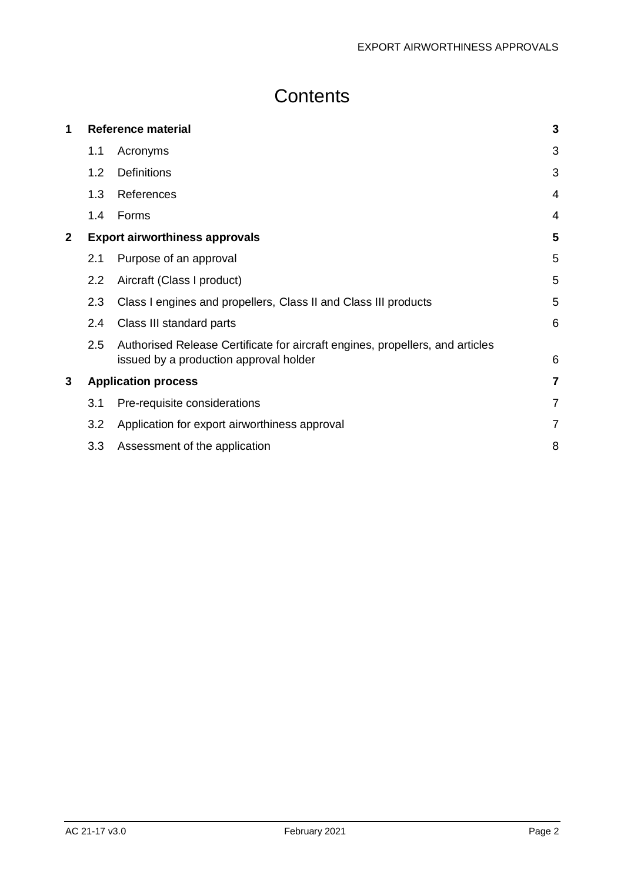# Contents

| | | | |
|---|---|---|---|
| **1** | **Reference material** | | **3** |
| | 1.1 | Acronyms | 3 |
| | 1.2 | Definitions | 3 |
| | 1.3 | References | 4 |
| | 1.4 | Forms | 4 |
| **2** | **Export airworthiness approvals** | | **5** |
| | 2.1 | Purpose of an approval | 5 |
| | 2.2 | Aircraft (Class I product) | 5 |
| | 2.3 | Class I engines and propellers, Class II and Class III products | 5 |
| | 2.4 | Class III standard parts | 6 |
| | 2.5 | Authorised Release Certificate for aircraft engines, propellers, and articles issued by a production approval holder | 6 |
| **3** | **Application process** | | **7** |
| | 3.1 | Pre-requisite considerations | 7 |
| | 3.2 | Application for export airworthiness approval | 7 |
| | 3.3 | Assessment of the application | 8 |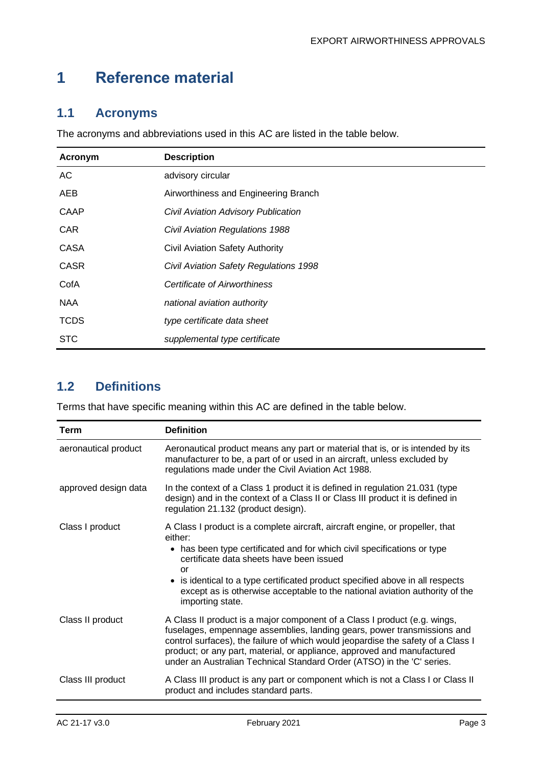# 1 Reference material

## 1.1 Acronyms

The acronyms and abbreviations used in this AC are listed in the table below.

| Acronym | Description |
|---|---|
| AC | advisory circular |
| AEB | Airworthiness and Engineering Branch |
| CAAP | *Civil Aviation Advisory Publication* |
| CAR | *Civil Aviation Regulations 1988* |
| CASA | Civil Aviation Safety Authority |
| CASR | *Civil Aviation Safety Regulations 1998* |
| CofA | *Certificate of Airworthiness* |
| NAA | *national aviation authority* |
| TCDS | *type certificate data sheet* |
| STC | *supplemental type certificate* |

## 1.2 Definitions

Terms that have specific meaning within this AC are defined in the table below.

| Term | Definition |
|---|---|
| aeronautical product | Aeronautical product means any part or material that is, or is intended by its manufacturer to be, a part of or used in an aircraft, unless excluded by regulations made under the Civil Aviation Act 1988. |
| approved design data | In the context of a Class 1 product it is defined in regulation 21.031 (type design) and in the context of a Class II or Class III product it is defined in regulation 21.132 (product design). |
| Class I product | A Class I product is a complete aircraft, aircraft engine, or propeller, that either:<br>• has been type certificated and for which civil specifications or type certificate data sheets have been issued<br>or<br>• is identical to a type certificated product specified above in all respects except as is otherwise acceptable to the national aviation authority of the importing state. |
| Class II product | A Class II product is a major component of a Class I product (e.g. wings, fuselages, empennage assemblies, landing gears, power transmissions and control surfaces), the failure of which would jeopardise the safety of a Class I product; or any part, material, or appliance, approved and manufactured under an Australian Technical Standard Order (ATSO) in the 'C' series. |
| Class III product | A Class III product is any part or component which is not a Class I or Class II product and includes standard parts. |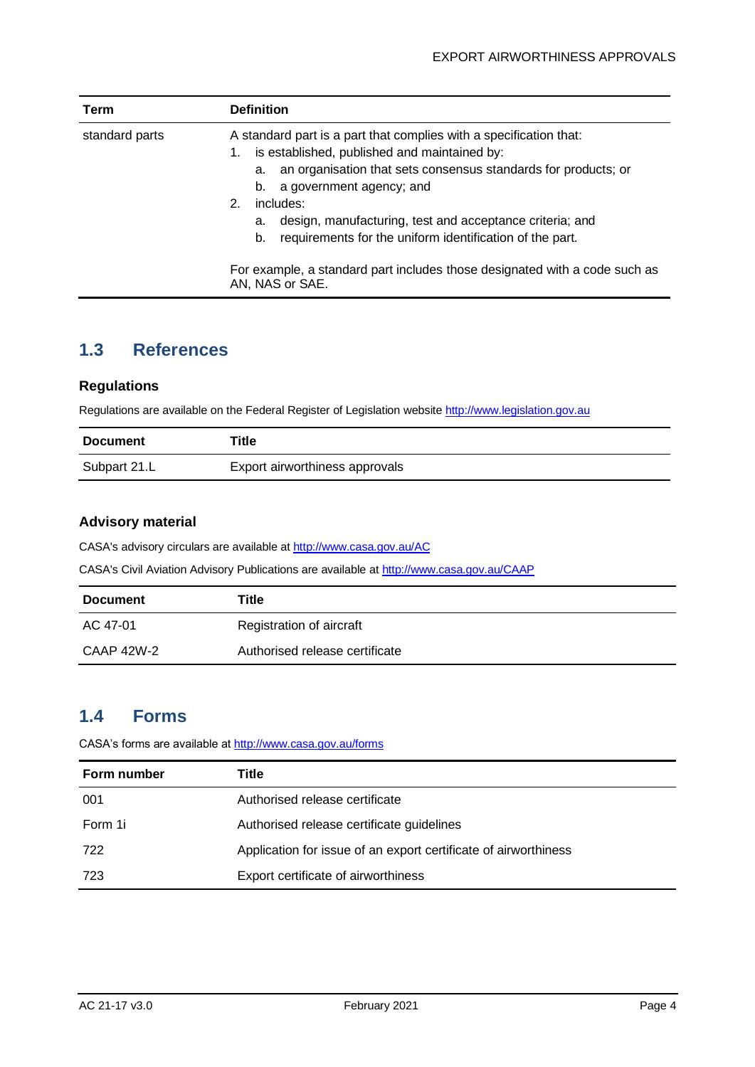| Term | Definition |
| --- | --- |
| standard parts | A standard part is a part that complies with a specification that:<br>1. is established, published and maintained by:<br>a. an organisation that sets consensus standards for products; or<br>b. a government agency; and<br>2. includes:<br>a. design, manufacturing, test and acceptance criteria; and<br>b. requirements for the uniform identification of the part.<br><br>For example, a standard part includes those designated with a code such as AN, NAS or SAE. |

## 1.3 References

### Regulations

Regulations are available on the Federal Register of Legislation website http://www.legislation.gov.au

| Document | Title |
| --- | --- |
| Subpart 21.L | Export airworthiness approvals |

### Advisory material

CASA's advisory circulars are available at http://www.casa.gov.au/AC

CASA's Civil Aviation Advisory Publications are available at http://www.casa.gov.au/CAAP

| Document | Title |
| --- | --- |
| AC 47-01 | Registration of aircraft |
| CAAP 42W-2 | Authorised release certificate |

## 1.4 Forms

CASA's forms are available at http://www.casa.gov.au/forms

| Form number | Title |
| --- | --- |
| 001 | Authorised release certificate |
| Form 1i | Authorised release certificate guidelines |
| 722 | Application for issue of an export certificate of airworthiness |
| 723 | Export certificate of airworthiness |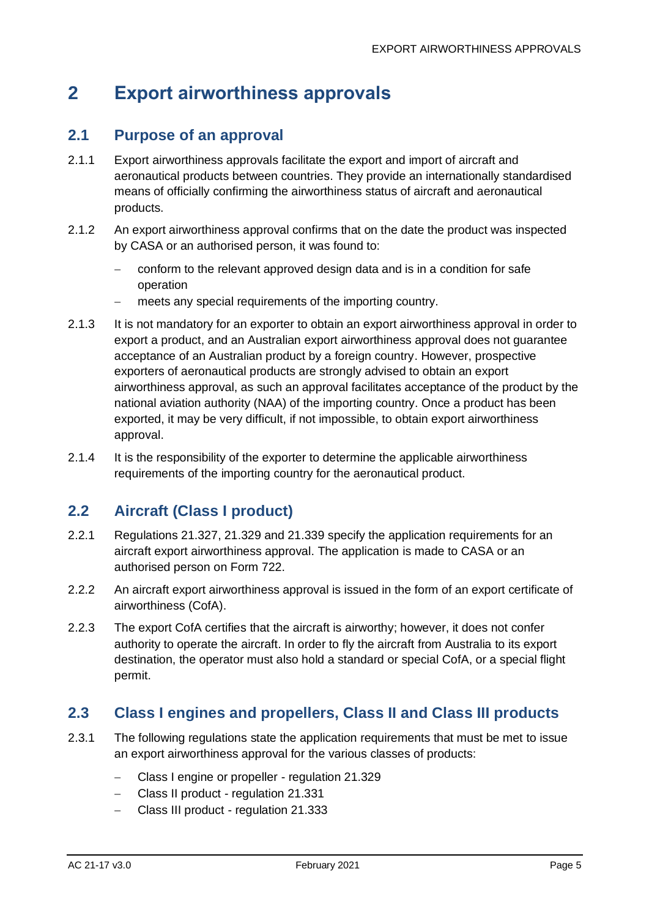# 2 Export airworthiness approvals

## 2.1 Purpose of an approval

2.1.1 Export airworthiness approvals facilitate the export and import of aircraft and aeronautical products between countries. They provide an internationally standardised means of officially confirming the airworthiness status of aircraft and aeronautical products.

2.1.2 An export airworthiness approval confirms that on the date the product was inspected by CASA or an authorised person, it was found to:

- conform to the relevant approved design data and is in a condition for safe operation
- meets any special requirements of the importing country.

2.1.3 It is not mandatory for an exporter to obtain an export airworthiness approval in order to export a product, and an Australian export airworthiness approval does not guarantee acceptance of an Australian product by a foreign country. However, prospective exporters of aeronautical products are strongly advised to obtain an export airworthiness approval, as such an approval facilitates acceptance of the product by the national aviation authority (NAA) of the importing country. Once a product has been exported, it may be very difficult, if not impossible, to obtain export airworthiness approval.

2.1.4 It is the responsibility of the exporter to determine the applicable airworthiness requirements of the importing country for the aeronautical product.

## 2.2 Aircraft (Class I product)

2.2.1 Regulations 21.327, 21.329 and 21.339 specify the application requirements for an aircraft export airworthiness approval. The application is made to CASA or an authorised person on Form 722.

2.2.2 An aircraft export airworthiness approval is issued in the form of an export certificate of airworthiness (CofA).

2.2.3 The export CofA certifies that the aircraft is airworthy; however, it does not confer authority to operate the aircraft. In order to fly the aircraft from Australia to its export destination, the operator must also hold a standard or special CofA, or a special flight permit.

## 2.3 Class I engines and propellers, Class II and Class III products

2.3.1 The following regulations state the application requirements that must be met to issue an export airworthiness approval for the various classes of products:

- Class I engine or propeller - regulation 21.329
- Class II product - regulation 21.331
- Class III product - regulation 21.333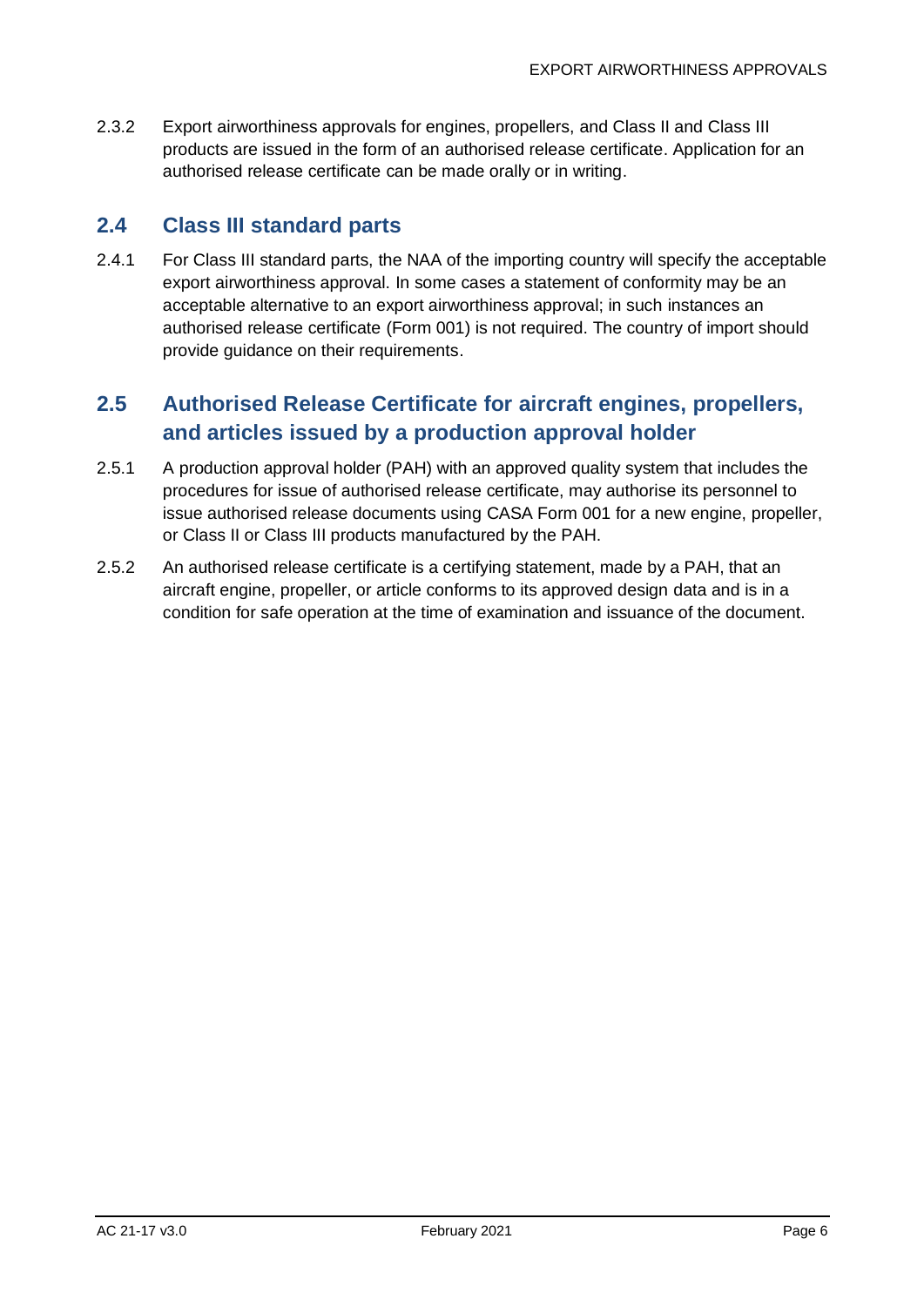2.3.2 Export airworthiness approvals for engines, propellers, and Class II and Class III products are issued in the form of an authorised release certificate. Application for an authorised release certificate can be made orally or in writing.

## 2.4 Class III standard parts

2.4.1 For Class III standard parts, the NAA of the importing country will specify the acceptable export airworthiness approval. In some cases a statement of conformity may be an acceptable alternative to an export airworthiness approval; in such instances an authorised release certificate (Form 001) is not required. The country of import should provide guidance on their requirements.

## 2.5 Authorised Release Certificate for aircraft engines, propellers, and articles issued by a production approval holder

2.5.1 A production approval holder (PAH) with an approved quality system that includes the procedures for issue of authorised release certificate, may authorise its personnel to issue authorised release documents using CASA Form 001 for a new engine, propeller, or Class II or Class III products manufactured by the PAH.

2.5.2 An authorised release certificate is a certifying statement, made by a PAH, that an aircraft engine, propeller, or article conforms to its approved design data and is in a condition for safe operation at the time of examination and issuance of the document.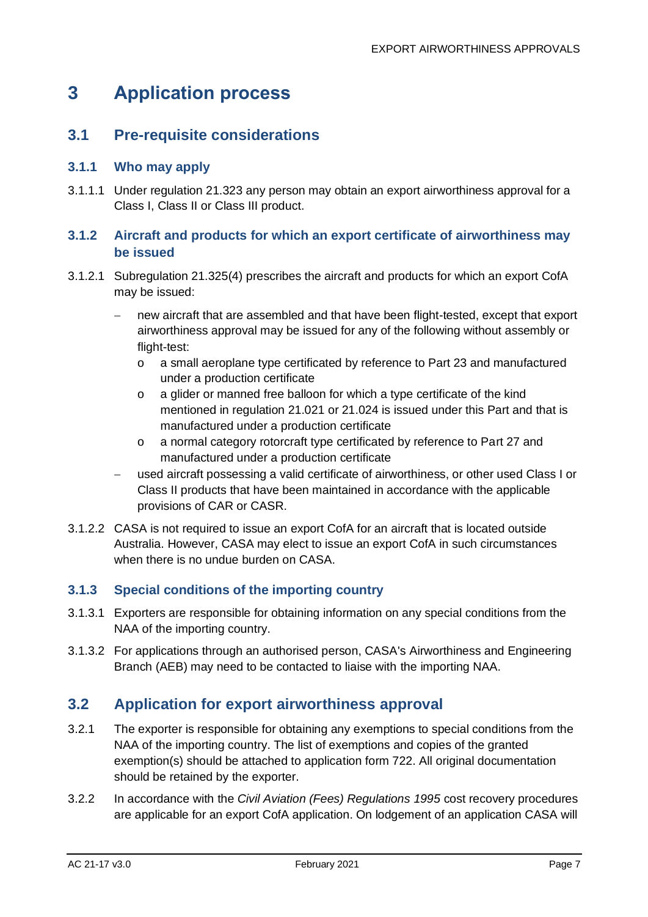# 3 Application process

## 3.1 Pre-requisite considerations

### 3.1.1 Who may apply

3.1.1.1 Under regulation 21.323 any person may obtain an export airworthiness approval for a Class I, Class II or Class III product.

### 3.1.2 Aircraft and products for which an export certificate of airworthiness may be issued

3.1.2.1 Subregulation 21.325(4) prescribes the aircraft and products for which an export CofA may be issued:

- new aircraft that are assembled and that have been flight-tested, except that export airworthiness approval may be issued for any of the following without assembly or flight-test:
  - a small aeroplane type certificated by reference to Part 23 and manufactured under a production certificate
  - a glider or manned free balloon for which a type certificate of the kind mentioned in regulation 21.021 or 21.024 is issued under this Part and that is manufactured under a production certificate
  - a normal category rotorcraft type certificated by reference to Part 27 and manufactured under a production certificate
- used aircraft possessing a valid certificate of airworthiness, or other used Class I or Class II products that have been maintained in accordance with the applicable provisions of CAR or CASR.

3.1.2.2 CASA is not required to issue an export CofA for an aircraft that is located outside Australia. However, CASA may elect to issue an export CofA in such circumstances when there is no undue burden on CASA.

### 3.1.3 Special conditions of the importing country

3.1.3.1 Exporters are responsible for obtaining information on any special conditions from the NAA of the importing country.

3.1.3.2 For applications through an authorised person, CASA's Airworthiness and Engineering Branch (AEB) may need to be contacted to liaise with the importing NAA.

## 3.2 Application for export airworthiness approval

3.2.1 The exporter is responsible for obtaining any exemptions to special conditions from the NAA of the importing country. The list of exemptions and copies of the granted exemption(s) should be attached to application form 722. All original documentation should be retained by the exporter.

3.2.2 In accordance with the *Civil Aviation (Fees) Regulations 1995* cost recovery procedures are applicable for an export CofA application. On lodgement of an application CASA will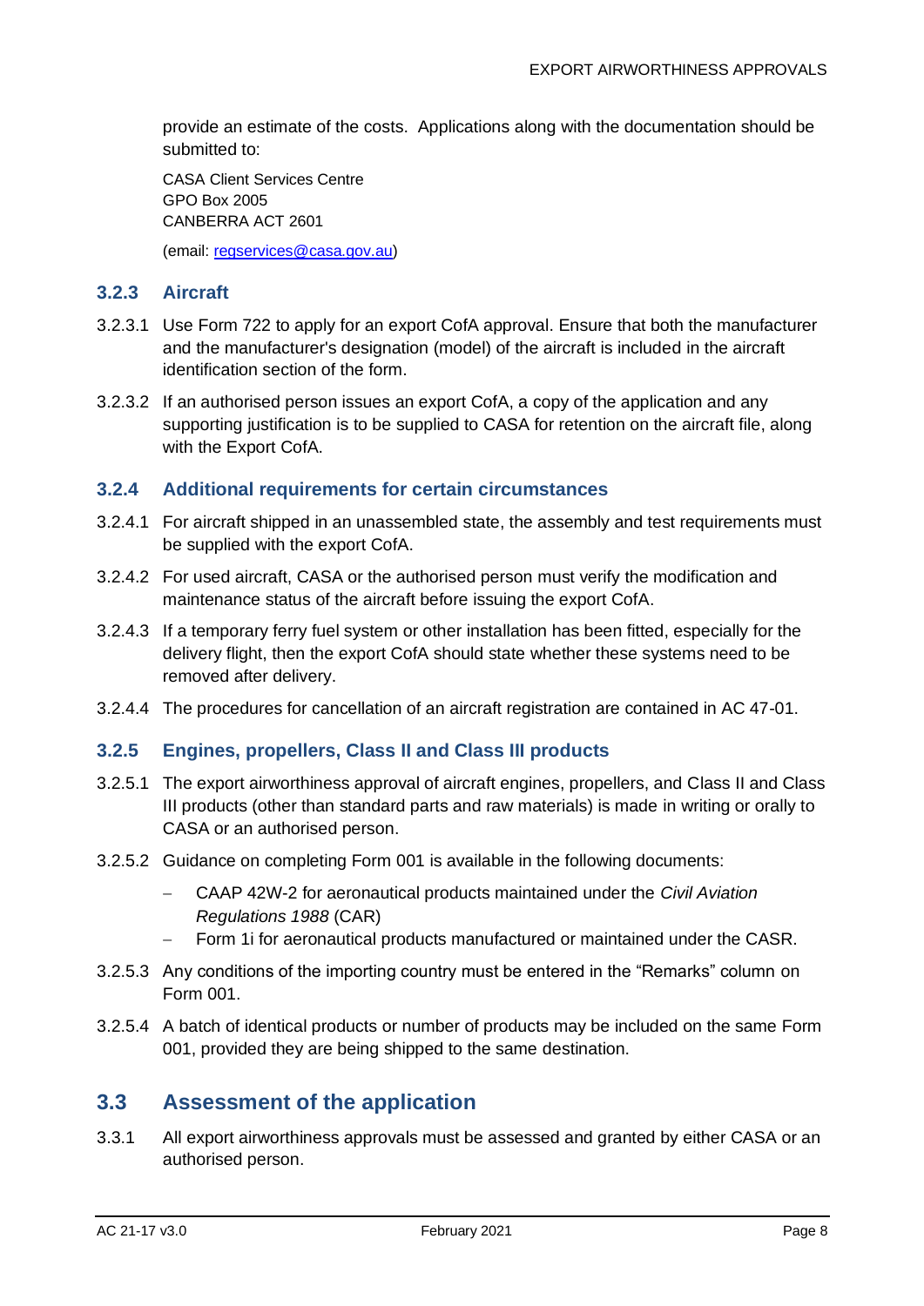provide an estimate of the costs. Applications along with the documentation should be submitted to:

CASA Client Services Centre
GPO Box 2005
CANBERRA ACT 2601

(email: regservices@casa.gov.au)

### 3.2.3 Aircraft

3.2.3.1 Use Form 722 to apply for an export CofA approval. Ensure that both the manufacturer and the manufacturer's designation (model) of the aircraft is included in the aircraft identification section of the form.

3.2.3.2 If an authorised person issues an export CofA, a copy of the application and any supporting justification is to be supplied to CASA for retention on the aircraft file, along with the Export CofA.

### 3.2.4 Additional requirements for certain circumstances

3.2.4.1 For aircraft shipped in an unassembled state, the assembly and test requirements must be supplied with the export CofA.

3.2.4.2 For used aircraft, CASA or the authorised person must verify the modification and maintenance status of the aircraft before issuing the export CofA.

3.2.4.3 If a temporary ferry fuel system or other installation has been fitted, especially for the delivery flight, then the export CofA should state whether these systems need to be removed after delivery.

3.2.4.4 The procedures for cancellation of an aircraft registration are contained in AC 47-01.

### 3.2.5 Engines, propellers, Class II and Class III products

3.2.5.1 The export airworthiness approval of aircraft engines, propellers, and Class II and Class III products (other than standard parts and raw materials) is made in writing or orally to CASA or an authorised person.

3.2.5.2 Guidance on completing Form 001 is available in the following documents:

- CAAP 42W-2 for aeronautical products maintained under the *Civil Aviation Regulations 1988* (CAR)
- Form 1i for aeronautical products manufactured or maintained under the CASR.

3.2.5.3 Any conditions of the importing country must be entered in the “Remarks” column on Form 001.

3.2.5.4 A batch of identical products or number of products may be included on the same Form 001, provided they are being shipped to the same destination.

## 3.3 Assessment of the application

3.3.1 All export airworthiness approvals must be assessed and granted by either CASA or an authorised person.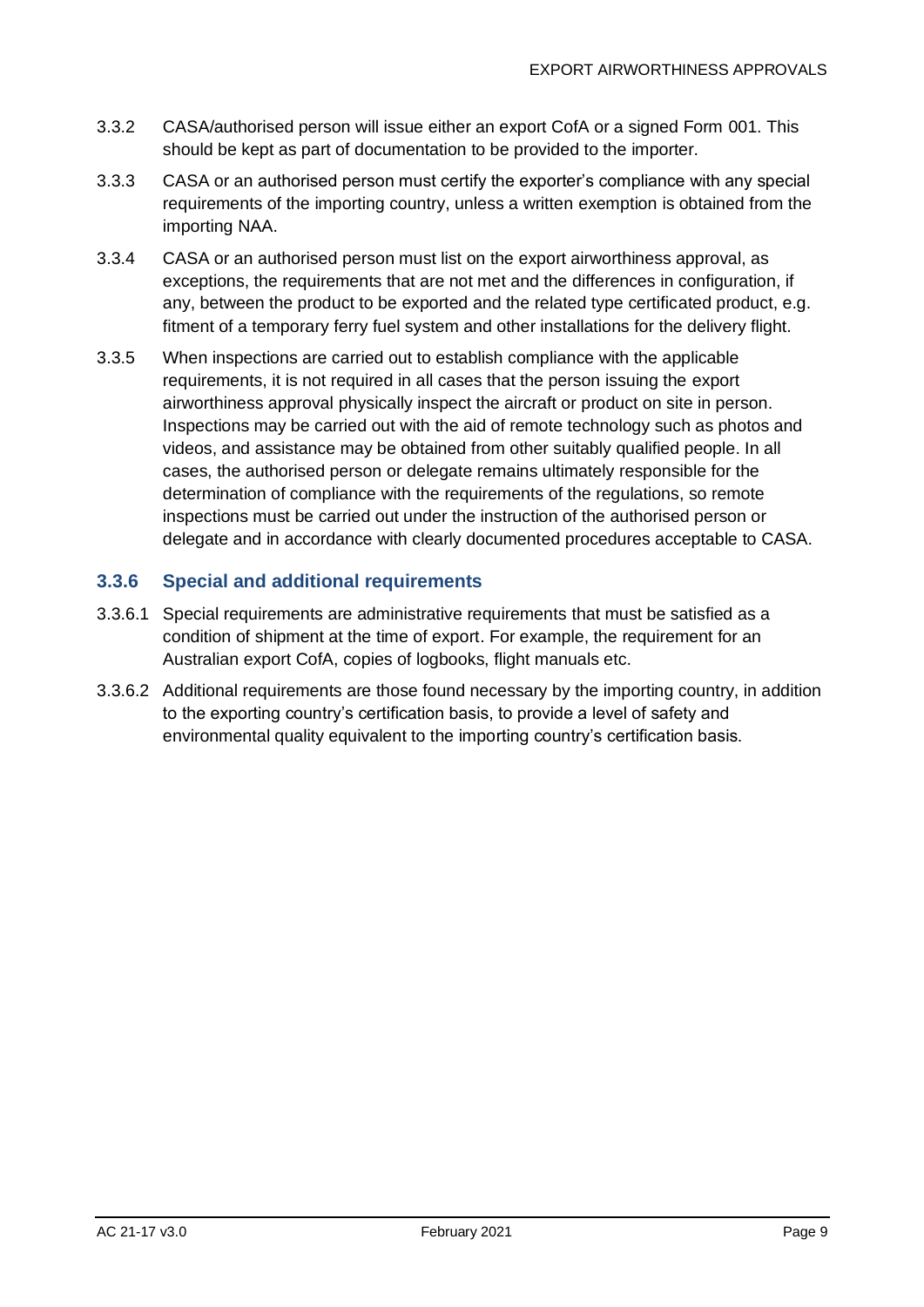3.3.2 CASA/authorised person will issue either an export CofA or a signed Form 001. This should be kept as part of documentation to be provided to the importer.

3.3.3 CASA or an authorised person must certify the exporter's compliance with any special requirements of the importing country, unless a written exemption is obtained from the importing NAA.

3.3.4 CASA or an authorised person must list on the export airworthiness approval, as exceptions, the requirements that are not met and the differences in configuration, if any, between the product to be exported and the related type certificated product, e.g. fitment of a temporary ferry fuel system and other installations for the delivery flight.

3.3.5 When inspections are carried out to establish compliance with the applicable requirements, it is not required in all cases that the person issuing the export airworthiness approval physically inspect the aircraft or product on site in person. Inspections may be carried out with the aid of remote technology such as photos and videos, and assistance may be obtained from other suitably qualified people. In all cases, the authorised person or delegate remains ultimately responsible for the determination of compliance with the requirements of the regulations, so remote inspections must be carried out under the instruction of the authorised person or delegate and in accordance with clearly documented procedures acceptable to CASA.

### 3.3.6 Special and additional requirements

3.3.6.1 Special requirements are administrative requirements that must be satisfied as a condition of shipment at the time of export. For example, the requirement for an Australian export CofA, copies of logbooks, flight manuals etc.

3.3.6.2 Additional requirements are those found necessary by the importing country, in addition to the exporting country's certification basis, to provide a level of safety and environmental quality equivalent to the importing country's certification basis.